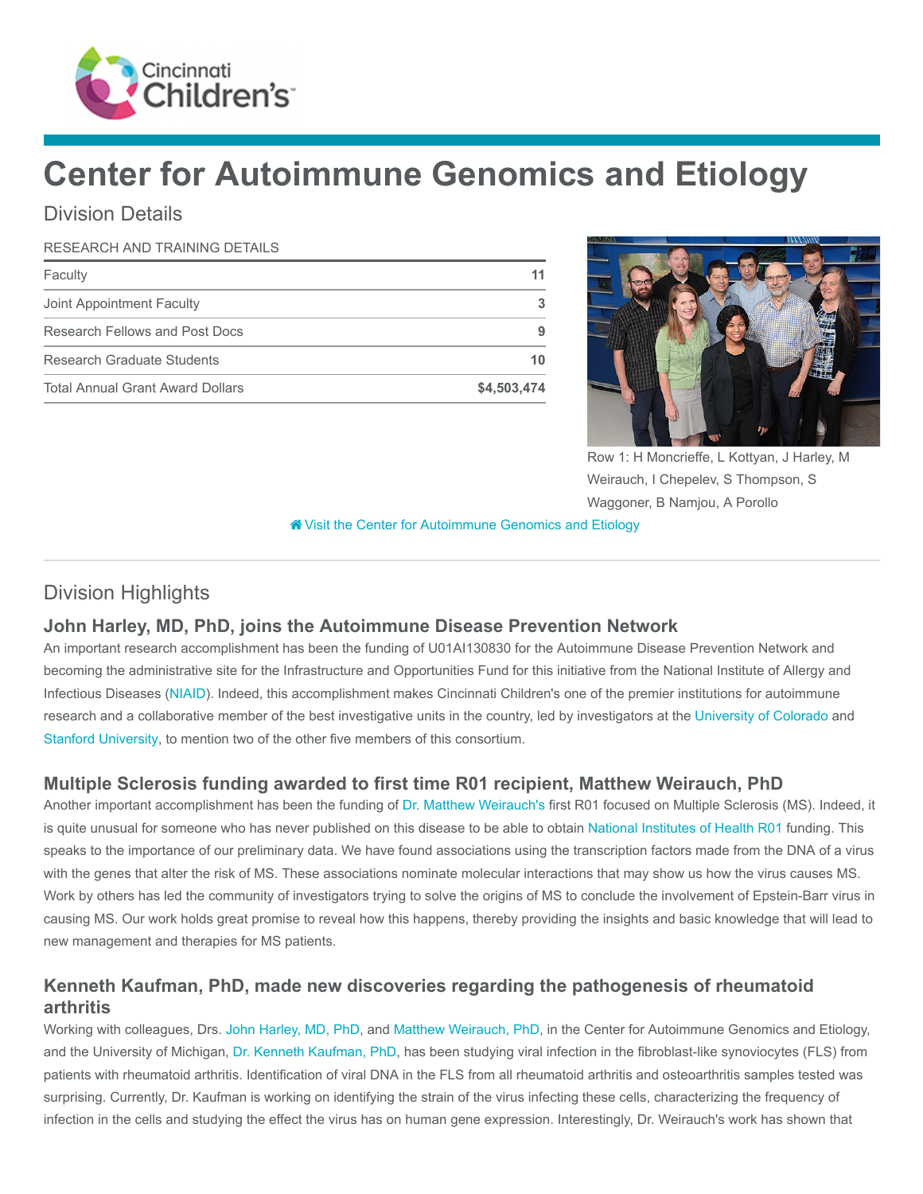Cincinnati Children's

# Center for Autoimmune Genomics and Etiology

## Division Details

| RESEARCH AND TRAINING DETAILS | |
|---|---|
| Faculty | 11 |
| Joint Appointment Faculty | 3 |
| Research Fellows and Post Docs | 9 |
| Research Graduate Students | 10 |
| Total Annual Grant Award Dollars | $4,503,474 |

Row 1: H Moncrieffe, L Kottyan, J Harley, M Weirauch, I Chepelev, S Thompson, S Waggoner, B Namjou, A Porollo

Visit the Center for Autoimmune Genomics and Etiology

## Division Highlights

### John Harley, MD, PhD, joins the Autoimmune Disease Prevention Network

An important research accomplishment has been the funding of U01AI130830 for the Autoimmune Disease Prevention Network and becoming the administrative site for the Infrastructure and Opportunities Fund for this initiative from the National Institute of Allergy and Infectious Diseases (NIAID). Indeed, this accomplishment makes Cincinnati Children's one of the premier institutions for autoimmune research and a collaborative member of the best investigative units in the country, led by investigators at the University of Colorado and Stanford University, to mention two of the other five members of this consortium.

### Multiple Sclerosis funding awarded to first time R01 recipient, Matthew Weirauch, PhD

Another important accomplishment has been the funding of Dr. Matthew Weirauch's first R01 focused on Multiple Sclerosis (MS). Indeed, it is quite unusual for someone who has never published on this disease to be able to obtain National Institutes of Health R01 funding. This speaks to the importance of our preliminary data. We have found associations using the transcription factors made from the DNA of a virus with the genes that alter the risk of MS. These associations nominate molecular interactions that may show us how the virus causes MS. Work by others has led the community of investigators trying to solve the origins of MS to conclude the involvement of Epstein-Barr virus in causing MS. Our work holds great promise to reveal how this happens, thereby providing the insights and basic knowledge that will lead to new management and therapies for MS patients.

### Kenneth Kaufman, PhD, made new discoveries regarding the pathogenesis of rheumatoid arthritis

Working with colleagues, Drs. John Harley, MD, PhD, and Matthew Weirauch, PhD, in the Center for Autoimmune Genomics and Etiology, and the University of Michigan, Dr. Kenneth Kaufman, PhD, has been studying viral infection in the fibroblast-like synoviocytes (FLS) from patients with rheumatoid arthritis. Identification of viral DNA in the FLS from all rheumatoid arthritis and osteoarthritis samples tested was surprising. Currently, Dr. Kaufman is working on identifying the strain of the virus infecting these cells, characterizing the frequency of infection in the cells and studying the effect the virus has on human gene expression. Interestingly, Dr. Weirauch's work has shown that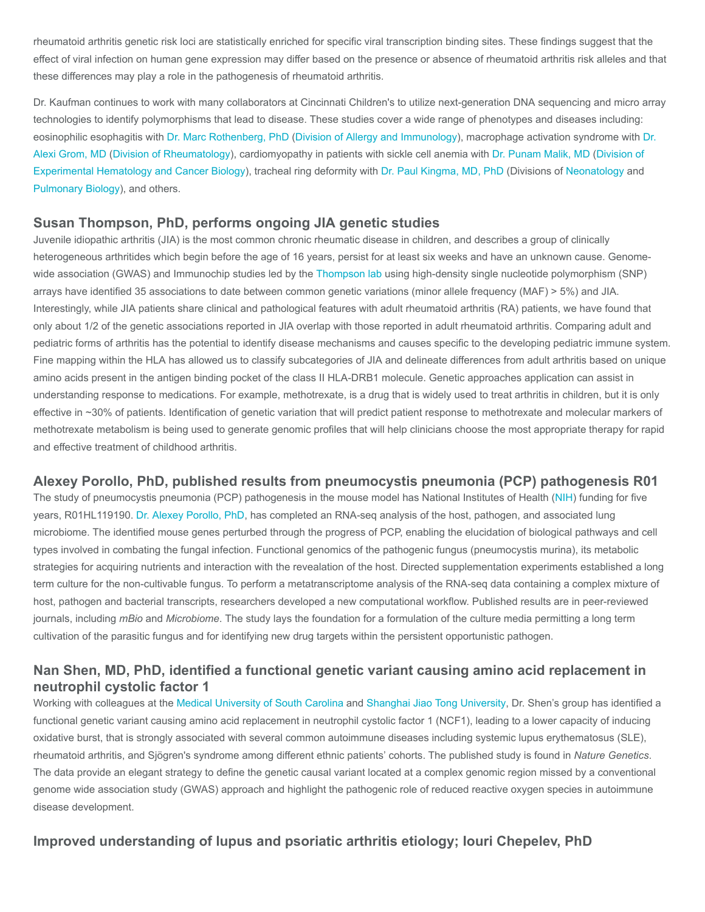rheumatoid arthritis genetic risk loci are statistically enriched for specific viral transcription binding sites. These findings suggest that the effect of viral infection on human gene expression may differ based on the presence or absence of rheumatoid arthritis risk alleles and that these differences may play a role in the pathogenesis of rheumatoid arthritis.

Dr. Kaufman continues to work with many collaborators at Cincinnati Children's to utilize next-generation DNA sequencing and micro array technologies to identify polymorphisms that lead to disease. These studies cover a wide range of phenotypes and diseases including: eosinophilic esophagitis with Dr. Marc Rothenberg, PhD (Division of Allergy and Immunology), macrophage activation syndrome with Dr. Alexi Grom, MD (Division of Rheumatology), cardiomyopathy in patients with sickle cell anemia with Dr. Punam Malik, MD (Division of Experimental Hematology and Cancer Biology), tracheal ring deformity with Dr. Paul Kingma, MD, PhD (Divisions of Neonatology and Pulmonary Biology), and others.

## Susan Thompson, PhD, performs ongoing JIA genetic studies

Juvenile idiopathic arthritis (JIA) is the most common chronic rheumatic disease in children, and describes a group of clinically heterogeneous arthritides which begin before the age of 16 years, persist for at least six weeks and have an unknown cause. Genome-wide association (GWAS) and Immunochip studies led by the Thompson lab using high-density single nucleotide polymorphism (SNP) arrays have identified 35 associations to date between common genetic variations (minor allele frequency (MAF) > 5%) and JIA. Interestingly, while JIA patients share clinical and pathological features with adult rheumatoid arthritis (RA) patients, we have found that only about 1/2 of the genetic associations reported in JIA overlap with those reported in adult rheumatoid arthritis. Comparing adult and pediatric forms of arthritis has the potential to identify disease mechanisms and causes specific to the developing pediatric immune system. Fine mapping within the HLA has allowed us to classify subcategories of JIA and delineate differences from adult arthritis based on unique amino acids present in the antigen binding pocket of the class II HLA-DRB1 molecule. Genetic approaches application can assist in understanding response to medications. For example, methotrexate, is a drug that is widely used to treat arthritis in children, but it is only effective in ~30% of patients. Identification of genetic variation that will predict patient response to methotrexate and molecular markers of methotrexate metabolism is being used to generate genomic profiles that will help clinicians choose the most appropriate therapy for rapid and effective treatment of childhood arthritis.

## Alexey Porollo, PhD, published results from pneumocystis pneumonia (PCP) pathogenesis R01

The study of pneumocystis pneumonia (PCP) pathogenesis in the mouse model has National Institutes of Health (NIH) funding for five years, R01HL119190. Dr. Alexey Porollo, PhD, has completed an RNA-seq analysis of the host, pathogen, and associated lung microbiome. The identified mouse genes perturbed through the progress of PCP, enabling the elucidation of biological pathways and cell types involved in combating the fungal infection. Functional genomics of the pathogenic fungus (pneumocystis murina), its metabolic strategies for acquiring nutrients and interaction with the revealation of the host. Directed supplementation experiments established a long term culture for the non-cultivable fungus. To perform a metatranscriptome analysis of the RNA-seq data containing a complex mixture of host, pathogen and bacterial transcripts, researchers developed a new computational workflow. Published results are in peer-reviewed journals, including *mBio* and *Microbiome*. The study lays the foundation for a formulation of the culture media permitting a long term cultivation of the parasitic fungus and for identifying new drug targets within the persistent opportunistic pathogen.

## Nan Shen, MD, PhD, identified a functional genetic variant causing amino acid replacement in neutrophil cystolic factor 1

Working with colleagues at the Medical University of South Carolina and Shanghai Jiao Tong University, Dr. Shen's group has identified a functional genetic variant causing amino acid replacement in neutrophil cystolic factor 1 (NCF1), leading to a lower capacity of inducing oxidative burst, that is strongly associated with several common autoimmune diseases including systemic lupus erythematosus (SLE), rheumatoid arthritis, and Sjögren's syndrome among different ethnic patients' cohorts. The published study is found in *Nature Genetics*. The data provide an elegant strategy to define the genetic causal variant located at a complex genomic region missed by a conventional genome wide association study (GWAS) approach and highlight the pathogenic role of reduced reactive oxygen species in autoimmune disease development.

## Improved understanding of lupus and psoriatic arthritis etiology; Iouri Chepelev, PhD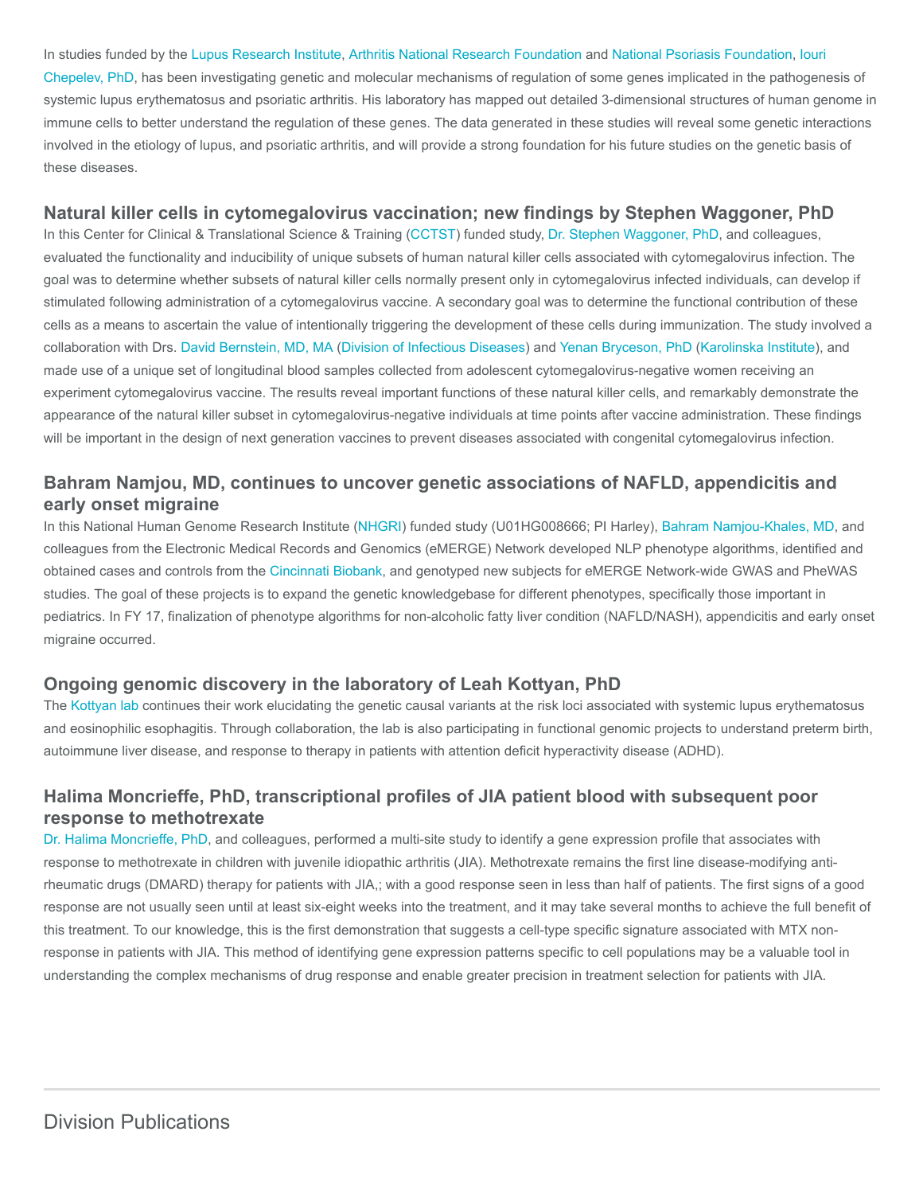In studies funded by the Lupus Research Institute, Arthritis National Research Foundation and National Psoriasis Foundation, Iouri Chepelev, PhD, has been investigating genetic and molecular mechanisms of regulation of some genes implicated in the pathogenesis of systemic lupus erythematosus and psoriatic arthritis. His laboratory has mapped out detailed 3-dimensional structures of human genome in immune cells to better understand the regulation of these genes. The data generated in these studies will reveal some genetic interactions involved in the etiology of lupus, and psoriatic arthritis, and will provide a strong foundation for his future studies on the genetic basis of these diseases.

## Natural killer cells in cytomegalovirus vaccination; new findings by Stephen Waggoner, PhD

In this Center for Clinical & Translational Science & Training (CCTST) funded study, Dr. Stephen Waggoner, PhD, and colleagues, evaluated the functionality and inducibility of unique subsets of human natural killer cells associated with cytomegalovirus infection. The goal was to determine whether subsets of natural killer cells normally present only in cytomegalovirus infected individuals, can develop if stimulated following administration of a cytomegalovirus vaccine. A secondary goal was to determine the functional contribution of these cells as a means to ascertain the value of intentionally triggering the development of these cells during immunization. The study involved a collaboration with Drs. David Bernstein, MD, MA (Division of Infectious Diseases) and Yenan Bryceson, PhD (Karolinska Institute), and made use of a unique set of longitudinal blood samples collected from adolescent cytomegalovirus-negative women receiving an experiment cytomegalovirus vaccine. The results reveal important functions of these natural killer cells, and remarkably demonstrate the appearance of the natural killer subset in cytomegalovirus-negative individuals at time points after vaccine administration. These findings will be important in the design of next generation vaccines to prevent diseases associated with congenital cytomegalovirus infection.

## Bahram Namjou, MD, continues to uncover genetic associations of NAFLD, appendicitis and early onset migraine

In this National Human Genome Research Institute (NHGRI) funded study (U01HG008666; PI Harley), Bahram Namjou-Khales, MD, and colleagues from the Electronic Medical Records and Genomics (eMERGE) Network developed NLP phenotype algorithms, identified and obtained cases and controls from the Cincinnati Biobank, and genotyped new subjects for eMERGE Network-wide GWAS and PheWAS studies. The goal of these projects is to expand the genetic knowledgebase for different phenotypes, specifically those important in pediatrics. In FY 17, finalization of phenotype algorithms for non-alcoholic fatty liver condition (NAFLD/NASH), appendicitis and early onset migraine occurred.

## Ongoing genomic discovery in the laboratory of Leah Kottyan, PhD

The Kottyan lab continues their work elucidating the genetic causal variants at the risk loci associated with systemic lupus erythematosus and eosinophilic esophagitis. Through collaboration, the lab is also participating in functional genomic projects to understand preterm birth, autoimmune liver disease, and response to therapy in patients with attention deficit hyperactivity disease (ADHD).

## Halima Moncrieffe, PhD, transcriptional profiles of JIA patient blood with subsequent poor response to methotrexate

Dr. Halima Moncrieffe, PhD, and colleagues, performed a multi-site study to identify a gene expression profile that associates with response to methotrexate in children with juvenile idiopathic arthritis (JIA). Methotrexate remains the first line disease-modifying anti-rheumatic drugs (DMARD) therapy for patients with JIA,; with a good response seen in less than half of patients. The first signs of a good response are not usually seen until at least six-eight weeks into the treatment, and it may take several months to achieve the full benefit of this treatment. To our knowledge, this is the first demonstration that suggests a cell-type specific signature associated with MTX non-response in patients with JIA. This method of identifying gene expression patterns specific to cell populations may be a valuable tool in understanding the complex mechanisms of drug response and enable greater precision in treatment selection for patients with JIA.

---

# Division Publications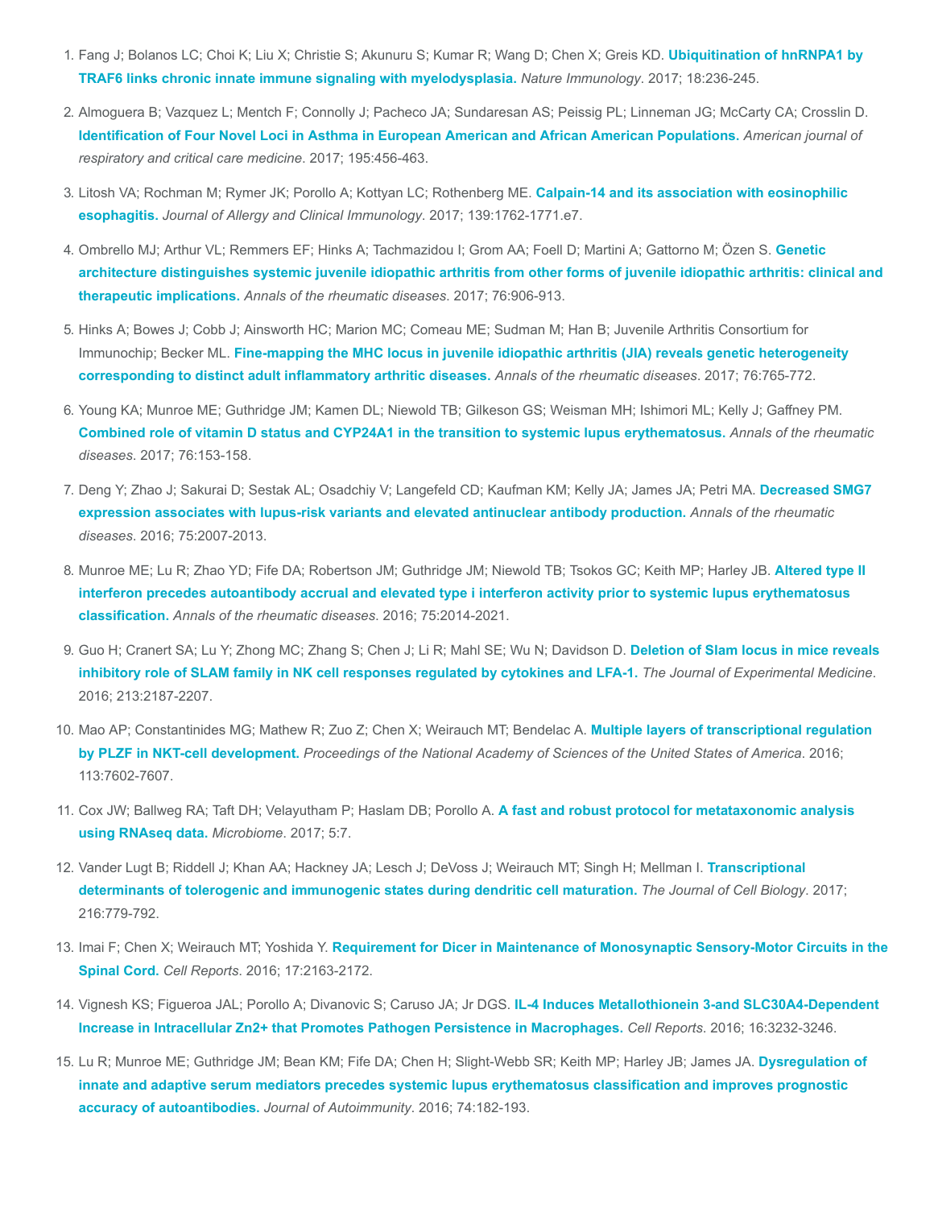1. Fang J; Bolanos LC; Choi K; Liu X; Christie S; Akunuru S; Kumar R; Wang D; Chen X; Greis KD. **Ubiquitination of hnRNPA1 by TRAF6 links chronic innate immune signaling with myelodysplasia.** *Nature Immunology*. 2017; 18:236-245.

2. Almoguera B; Vazquez L; Mentch F; Connolly J; Pacheco JA; Sundaresan AS; Peissig PL; Linneman JG; McCarty CA; Crosslin D. **Identification of Four Novel Loci in Asthma in European American and African American Populations.** *American journal of respiratory and critical care medicine*. 2017; 195:456-463.

3. Litosh VA; Rochman M; Rymer JK; Porollo A; Kottyan LC; Rothenberg ME. **Calpain-14 and its association with eosinophilic esophagitis.** *Journal of Allergy and Clinical Immunology*. 2017; 139:1762-1771.e7.

4. Ombrello MJ; Arthur VL; Remmers EF; Hinks A; Tachmazidou I; Grom AA; Foell D; Martini A; Gattorno M; Özen S. **Genetic architecture distinguishes systemic juvenile idiopathic arthritis from other forms of juvenile idiopathic arthritis: clinical and therapeutic implications.** *Annals of the rheumatic diseases*. 2017; 76:906-913.

5. Hinks A; Bowes J; Cobb J; Ainsworth HC; Marion MC; Comeau ME; Sudman M; Han B; Juvenile Arthritis Consortium for Immunochip; Becker ML. **Fine-mapping the MHC locus in juvenile idiopathic arthritis (JIA) reveals genetic heterogeneity corresponding to distinct adult inflammatory arthritic diseases.** *Annals of the rheumatic diseases*. 2017; 76:765-772.

6. Young KA; Munroe ME; Guthridge JM; Kamen DL; Niewold TB; Gilkeson GS; Weisman MH; Ishimori ML; Kelly J; Gaffney PM. **Combined role of vitamin D status and CYP24A1 in the transition to systemic lupus erythematosus.** *Annals of the rheumatic diseases*. 2017; 76:153-158.

7. Deng Y; Zhao J; Sakurai D; Sestak AL; Osadchiy V; Langefeld CD; Kaufman KM; Kelly JA; James JA; Petri MA. **Decreased SMG7 expression associates with lupus-risk variants and elevated antinuclear antibody production.** *Annals of the rheumatic diseases*. 2016; 75:2007-2013.

8. Munroe ME; Lu R; Zhao YD; Fife DA; Robertson JM; Guthridge JM; Niewold TB; Tsokos GC; Keith MP; Harley JB. **Altered type II interferon precedes autoantibody accrual and elevated type i interferon activity prior to systemic lupus erythematosus classification.** *Annals of the rheumatic diseases.* 2016; 75:2014-2021.

9. Guo H; Cranert SA; Lu Y; Zhong MC; Zhang S; Chen J; Li R; Mahl SE; Wu N; Davidson D. **Deletion of Slam locus in mice reveals inhibitory role of SLAM family in NK cell responses regulated by cytokines and LFA-1.** *The Journal of Experimental Medicine*. 2016; 213:2187-2207.

10. Mao AP; Constantinides MG; Mathew R; Zuo Z; Chen X; Weirauch MT; Bendelac A. **Multiple layers of transcriptional regulation by PLZF in NKT-cell development.** *Proceedings of the National Academy of Sciences of the United States of America*. 2016; 113:7602-7607.

11. Cox JW; Ballweg RA; Taft DH; Velayutham P; Haslam DB; Porollo A. **A fast and robust protocol for metataxonomic analysis using RNAseq data.** *Microbiome*. 2017; 5:7.

12. Vander Lugt B; Riddell J; Khan AA; Hackney JA; Lesch J; DeVoss J; Weirauch MT; Singh H; Mellman I. **Transcriptional determinants of tolerogenic and immunogenic states during dendritic cell maturation.** *The Journal of Cell Biology*. 2017; 216:779-792.

13. Imai F; Chen X; Weirauch MT; Yoshida Y. **Requirement for Dicer in Maintenance of Monosynaptic Sensory-Motor Circuits in the Spinal Cord.** *Cell Reports*. 2016; 17:2163-2172.

14. Vignesh KS; Figueroa JAL; Porollo A; Divanovic S; Caruso JA; Jr DGS. **IL-4 Induces Metallothionein 3-and SLC30A4-Dependent Increase in Intracellular Zn2+ that Promotes Pathogen Persistence in Macrophages.** *Cell Reports*. 2016; 16:3232-3246.

15. Lu R; Munroe ME; Guthridge JM; Bean KM; Fife DA; Chen H; Slight-Webb SR; Keith MP; Harley JB; James JA. **Dysregulation of innate and adaptive serum mediators precedes systemic lupus erythematosus classification and improves prognostic accuracy of autoantibodies.** *Journal of Autoimmunity*. 2016; 74:182-193.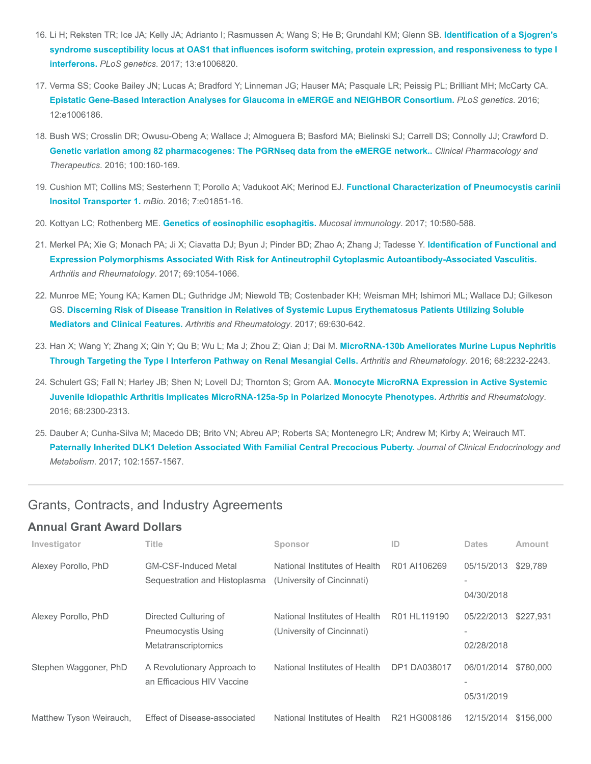16. Li H; Reksten TR; Ice JA; Kelly JA; Adrianto I; Rasmussen A; Wang S; He B; Grundahl KM; Glenn SB. **Identification of a Sjogren's syndrome susceptibility locus at OAS1 that influences isoform switching, protein expression, and responsiveness to type I interferons.** *PLoS genetics*. 2017; 13:e1006820.

17. Verma SS; Cooke Bailey JN; Lucas A; Bradford Y; Linneman JG; Hauser MA; Pasquale LR; Peissig PL; Brilliant MH; McCarty CA. **Epistatic Gene-Based Interaction Analyses for Glaucoma in eMERGE and NEIGHBOR Consortium.** *PLoS genetics*. 2016; 12:e1006186.

18. Bush WS; Crosslin DR; Owusu-Obeng A; Wallace J; Almoguera B; Basford MA; Bielinski SJ; Carrell DS; Connolly JJ; Crawford D. **Genetic variation among 82 pharmacogenes: The PGRNseq data from the eMERGE network..** *Clinical Pharmacology and Therapeutics*. 2016; 100:160-169.

19. Cushion MT; Collins MS; Sesterhenn T; Porollo A; Vadukoot AK; Merinod EJ. **Functional Characterization of Pneumocystis carinii Inositol Transporter 1.** *mBio*. 2016; 7:e01851-16.

20. Kottyan LC; Rothenberg ME. **Genetics of eosinophilic esophagitis.** *Mucosal immunology*. 2017; 10:580-588.

21. Merkel PA; Xie G; Monach PA; Ji X; Ciavatta DJ; Byun J; Pinder BD; Zhao A; Zhang J; Tadesse Y. **Identification of Functional and Expression Polymorphisms Associated With Risk for Antineutrophil Cytoplasmic Autoantibody-Associated Vasculitis.** *Arthritis and Rheumatology*. 2017; 69:1054-1066.

22. Munroe ME; Young KA; Kamen DL; Guthridge JM; Niewold TB; Costenbader KH; Weisman MH; Ishimori ML; Wallace DJ; Gilkeson GS. **Discerning Risk of Disease Transition in Relatives of Systemic Lupus Erythematosus Patients Utilizing Soluble Mediators and Clinical Features.** *Arthritis and Rheumatology*. 2017; 69:630-642.

23. Han X; Wang Y; Zhang X; Qin Y; Qu B; Wu L; Ma J; Zhou Z; Qian J; Dai M. **MicroRNA-130b Ameliorates Murine Lupus Nephritis Through Targeting the Type I Interferon Pathway on Renal Mesangial Cells.** *Arthritis and Rheumatology*. 2016; 68:2232-2243.

24. Schulert GS; Fall N; Harley JB; Shen N; Lovell DJ; Thornton S; Grom AA. **Monocyte MicroRNA Expression in Active Systemic Juvenile Idiopathic Arthritis Implicates MicroRNA-125a-5p in Polarized Monocyte Phenotypes.** *Arthritis and Rheumatology*. 2016; 68:2300-2313.

25. Dauber A; Cunha-Silva M; Macedo DB; Brito VN; Abreu AP; Roberts SA; Montenegro LR; Andrew M; Kirby A; Weirauch MT. **Paternally Inherited DLK1 Deletion Associated With Familial Central Precocious Puberty.** *Journal of Clinical Endocrinology and Metabolism*. 2017; 102:1557-1567.

## Grants, Contracts, and Industry Agreements

### Annual Grant Award Dollars

| Investigator | Title | Sponsor | ID | Dates | Amount |
|---|---|---|---|---|---|
| Alexey Porollo, PhD | GM-CSF-Induced Metal Sequestration and Histoplasma | National Institutes of Health (University of Cincinnati) | R01 AI106269 | 05/15/2013 - 04/30/2018 | $29,789 |
| Alexey Porollo, PhD | Directed Culturing of Pneumocystis Using Metatranscriptomics | National Institutes of Health (University of Cincinnati) | R01 HL119190 | 05/22/2013 - 02/28/2018 | $227,931 |
| Stephen Waggoner, PhD | A Revolutionary Approach to an Efficacious HIV Vaccine | National Institutes of Health | DP1 DA038017 | 06/01/2014 - 05/31/2019 | $780,000 |
| Matthew Tyson Weirauch, | Effect of Disease-associated | National Institutes of Health | R21 HG008186 | 12/15/2014 | $156,000 |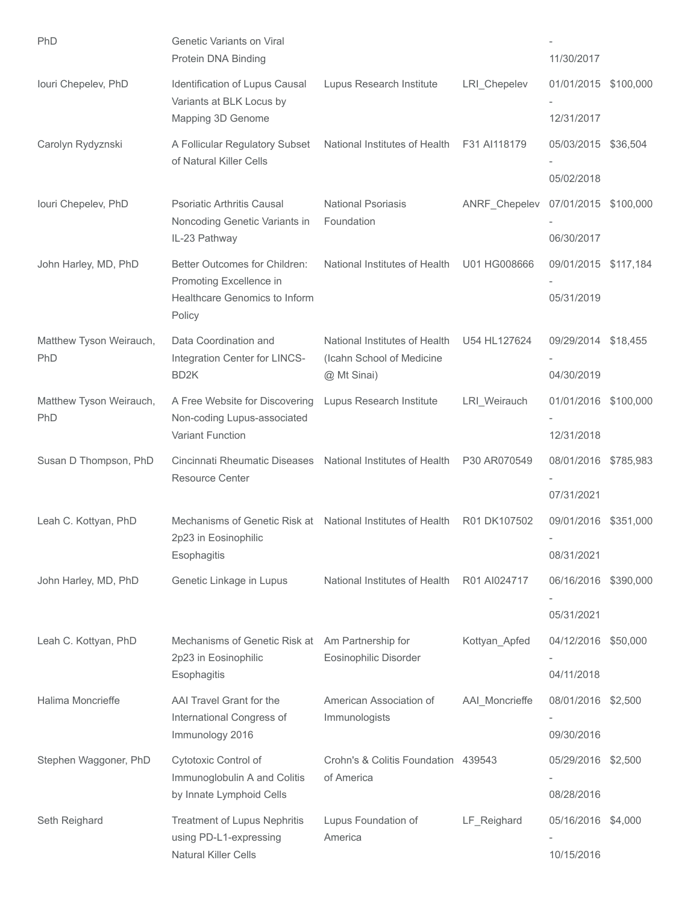| | | | | | |
|---|---|---|---|---|---|
| PhD | Genetic Variants on Viral Protein DNA Binding | | | - 11/30/2017 | |
| Iouri Chepelev, PhD | Identification of Lupus Causal Variants at BLK Locus by Mapping 3D Genome | Lupus Research Institute | LRI_Chepelev | 01/01/2015 - 12/31/2017 | $100,000 |
| Carolyn Rydyznski | A Follicular Regulatory Subset of Natural Killer Cells | National Institutes of Health | F31 AI118179 | 05/03/2015 - 05/02/2018 | $36,504 |
| Iouri Chepelev, PhD | Psoriatic Arthritis Causal Noncoding Genetic Variants in IL-23 Pathway | National Psoriasis Foundation | ANRF_Chepelev | 07/01/2015 - 06/30/2017 | $100,000 |
| John Harley, MD, PhD | Better Outcomes for Children: Promoting Excellence in Healthcare Genomics to Inform Policy | National Institutes of Health | U01 HG008666 | 09/01/2015 - 05/31/2019 | $117,184 |
| Matthew Tyson Weirauch, PhD | Data Coordination and Integration Center for LINCS-BD2K | National Institutes of Health (Icahn School of Medicine @ Mt Sinai) | U54 HL127624 | 09/29/2014 - 04/30/2019 | $18,455 |
| Matthew Tyson Weirauch, PhD | A Free Website for Discovering Non-coding Lupus-associated Variant Function | Lupus Research Institute | LRI_Weirauch | 01/01/2016 - 12/31/2018 | $100,000 |
| Susan D Thompson, PhD | Cincinnati Rheumatic Diseases Resource Center | National Institutes of Health | P30 AR070549 | 08/01/2016 - 07/31/2021 | $785,983 |
| Leah C. Kottyan, PhD | Mechanisms of Genetic Risk at 2p23 in Eosinophilic Esophagitis | National Institutes of Health | R01 DK107502 | 09/01/2016 - 08/31/2021 | $351,000 |
| John Harley, MD, PhD | Genetic Linkage in Lupus | National Institutes of Health | R01 AI024717 | 06/16/2016 - 05/31/2021 | $390,000 |
| Leah C. Kottyan, PhD | Mechanisms of Genetic Risk at 2p23 in Eosinophilic Esophagitis | Am Partnership for Eosinophilic Disorder | Kottyan_Apfed | 04/12/2016 - 04/11/2018 | $50,000 |
| Halima Moncrieffe | AAI Travel Grant for the International Congress of Immunology 2016 | American Association of Immunologists | AAI_Moncrieffe | 08/01/2016 - 09/30/2016 | $2,500 |
| Stephen Waggoner, PhD | Cytotoxic Control of Immunoglobulin A and Colitis by Innate Lymphoid Cells | Crohn's & Colitis Foundation of America | 439543 | 05/29/2016 - 08/28/2016 | $2,500 |
| Seth Reighard | Treatment of Lupus Nephritis using PD-L1-expressing Natural Killer Cells | Lupus Foundation of America | LF_Reighard | 05/16/2016 - 10/15/2016 | $4,000 |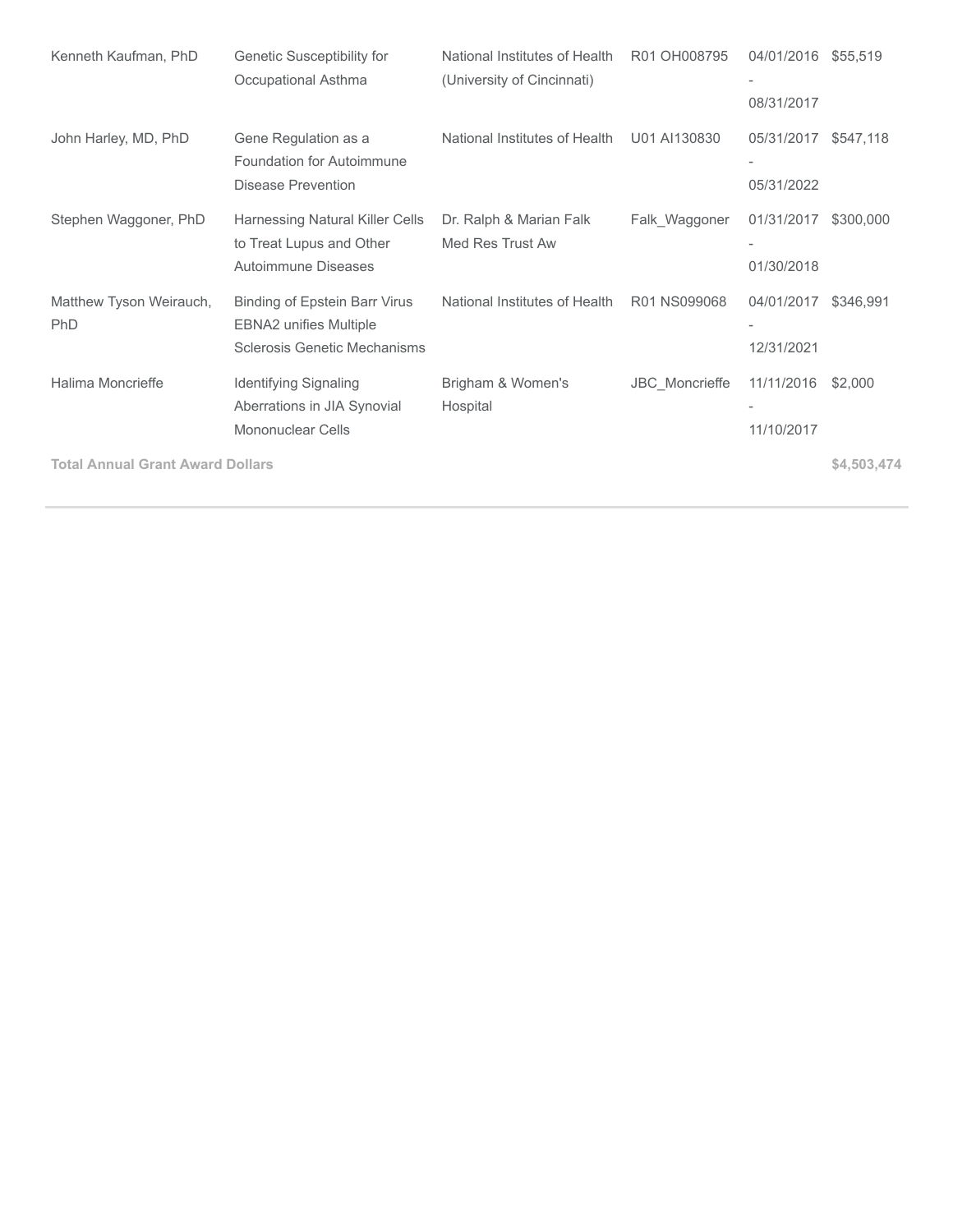| | | | | | |
|---|---|---|---|---|---|
| Kenneth Kaufman, PhD | Genetic Susceptibility for Occupational Asthma | National Institutes of Health (University of Cincinnati) | R01 OH008795 | 04/01/2016 - 08/31/2017 | $55,519 |
| John Harley, MD, PhD | Gene Regulation as a Foundation for Autoimmune Disease Prevention | National Institutes of Health | U01 AI130830 | 05/31/2017 - 05/31/2022 | $547,118 |
| Stephen Waggoner, PhD | Harnessing Natural Killer Cells to Treat Lupus and Other Autoimmune Diseases | Dr. Ralph & Marian Falk Med Res Trust Aw | Falk_Waggoner | 01/31/2017 - 01/30/2018 | $300,000 |
| Matthew Tyson Weirauch, PhD | Binding of Epstein Barr Virus EBNA2 unifies Multiple Sclerosis Genetic Mechanisms | National Institutes of Health | R01 NS099068 | 04/01/2017 - 12/31/2021 | $346,991 |
| Halima Moncrieffe | Identifying Signaling Aberrations in JIA Synovial Mononuclear Cells | Brigham & Women's Hospital | JBC_Moncrieffe | 11/11/2016 - 11/10/2017 | $2,000 |
| **Total Annual Grant Award Dollars** | | | | | **$4,503,474** |